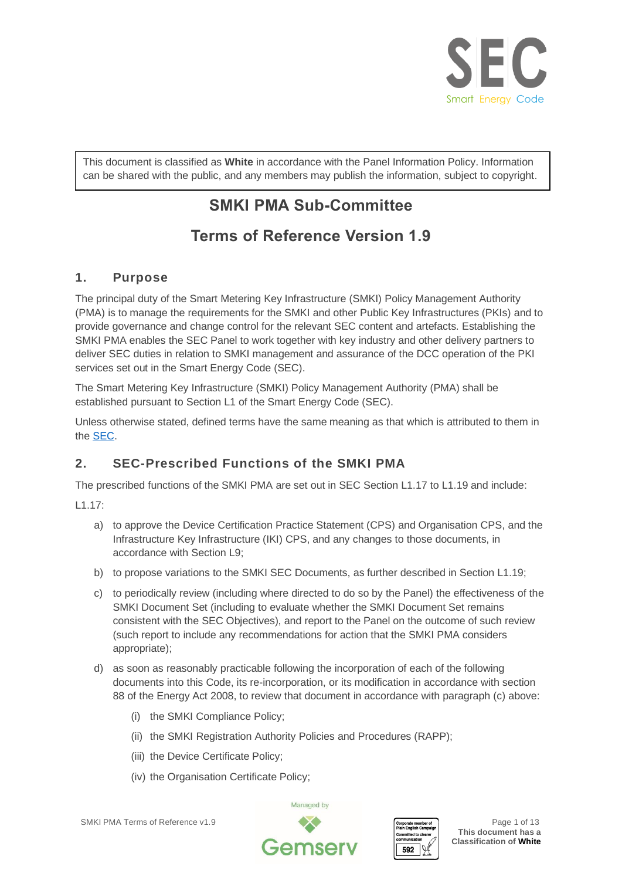This document is classified as **White** in accordance with the Panel Information Policy. Information can be shared with the public, and any members may publish the information, subject to copyright.

# SMKI PMA Sub-Committee

# Terms of Reference Version 1.9

## 1. Purpose

The principal duty of the Smart Metering Key Infrastructure (SMKI) Policy Management Authority (PMA) is to manage the requirements for the SMKI and other Public Key Infrastructures (PKIs) and to provide governance and change control for the relevant SEC content and artefacts. Establishing the SMKI PMA enables the SEC Panel to work together with key industry and other delivery partners to deliver SEC duties in relation to SMKI management and assurance of the DCC operation of the PKI services set out in the Smart Energy Code (SEC).

The Smart Metering Key Infrastructure (SMKI) Policy Management Authority (PMA) shall be established pursuant to Section L1 of the Smart Energy Code (SEC).

Unless otherwise stated, defined terms have the same meaning as that which is attributed to them in the [SEC](SEC).

## 2. SEC-Prescribed Functions of the SMKI PMA

The prescribed functions of the SMKI PMA are set out in SEC Section L1.17 to L1.19 and include:

L1.17:

a) to approve the Device Certification Practice Statement (CPS) and Organisation CPS, and the Infrastructure Key Infrastructure (IKI) CPS, and any changes to those documents, in accordance with Section L9;

b) to propose variations to the SMKI SEC Documents, as further described in Section L1.19;

c) to periodically review (including where directed to do so by the Panel) the effectiveness of the SMKI Document Set (including to evaluate whether the SMKI Document Set remains consistent with the SEC Objectives), and report to the Panel on the outcome of such review (such report to include any recommendations for action that the SMKI PMA considers appropriate);

d) as soon as reasonably practicable following the incorporation of each of the following documents into this Code, its re-incorporation, or its modification in accordance with section 88 of the Energy Act 2008, to review that document in accordance with paragraph (c) above:

   (i) the SMKI Compliance Policy;

   (ii) the SMKI Registration Authority Policies and Procedures (RAPP);

   (iii) the Device Certificate Policy;

   (iv) the Organisation Certificate Policy;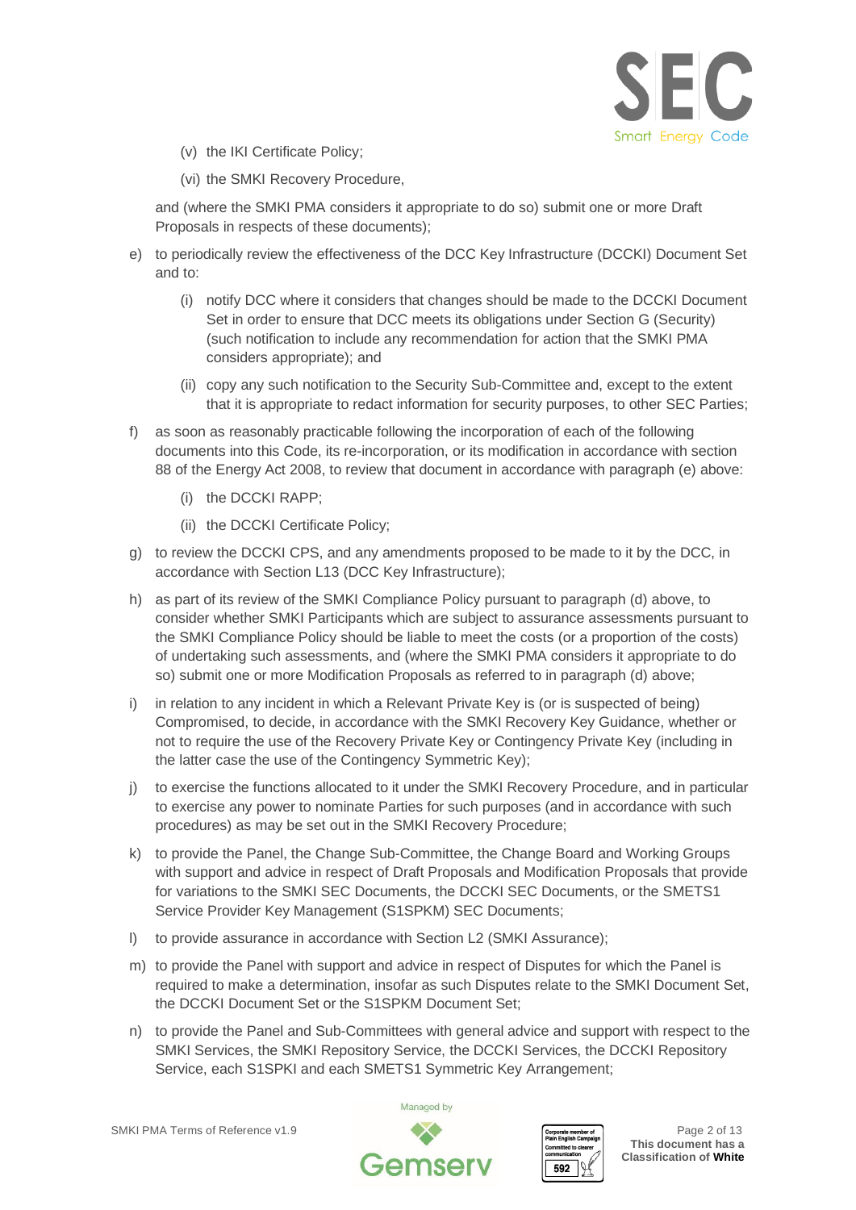(v) the IKI Certificate Policy;

   (vi) the SMKI Recovery Procedure,

   and (where the SMKI PMA considers it appropriate to do so) submit one or more Draft Proposals in respects of these documents);

e) to periodically review the effectiveness of the DCC Key Infrastructure (DCCKI) Document Set and to:

   (i) notify DCC where it considers that changes should be made to the DCCKI Document Set in order to ensure that DCC meets its obligations under Section G (Security) (such notification to include any recommendation for action that the SMKI PMA considers appropriate); and

   (ii) copy any such notification to the Security Sub-Committee and, except to the extent that it is appropriate to redact information for security purposes, to other SEC Parties;

f) as soon as reasonably practicable following the incorporation of each of the following documents into this Code, its re-incorporation, or its modification in accordance with section 88 of the Energy Act 2008, to review that document in accordance with paragraph (e) above:

   (i) the DCCKI RAPP;

   (ii) the DCCKI Certificate Policy;

g) to review the DCCKI CPS, and any amendments proposed to be made to it by the DCC, in accordance with Section L13 (DCC Key Infrastructure);

h) as part of its review of the SMKI Compliance Policy pursuant to paragraph (d) above, to consider whether SMKI Participants which are subject to assurance assessments pursuant to the SMKI Compliance Policy should be liable to meet the costs (or a proportion of the costs) of undertaking such assessments, and (where the SMKI PMA considers it appropriate to do so) submit one or more Modification Proposals as referred to in paragraph (d) above;

i) in relation to any incident in which a Relevant Private Key is (or is suspected of being) Compromised, to decide, in accordance with the SMKI Recovery Key Guidance, whether or not to require the use of the Recovery Private Key or Contingency Private Key (including in the latter case the use of the Contingency Symmetric Key);

j) to exercise the functions allocated to it under the SMKI Recovery Procedure, and in particular to exercise any power to nominate Parties for such purposes (and in accordance with such procedures) as may be set out in the SMKI Recovery Procedure;

k) to provide the Panel, the Change Sub-Committee, the Change Board and Working Groups with support and advice in respect of Draft Proposals and Modification Proposals that provide for variations to the SMKI SEC Documents, the DCCKI SEC Documents, or the SMETS1 Service Provider Key Management (S1SPKM) SEC Documents;

l) to provide assurance in accordance with Section L2 (SMKI Assurance);

m) to provide the Panel with support and advice in respect of Disputes for which the Panel is required to make a determination, insofar as such Disputes relate to the SMKI Document Set, the DCCKI Document Set or the S1SPKM Document Set;

n) to provide the Panel and Sub-Committees with general advice and support with respect to the SMKI Services, the SMKI Repository Service, the DCCKI Services, the DCCKI Repository Service, each S1SPKI and each SMETS1 Symmetric Key Arrangement;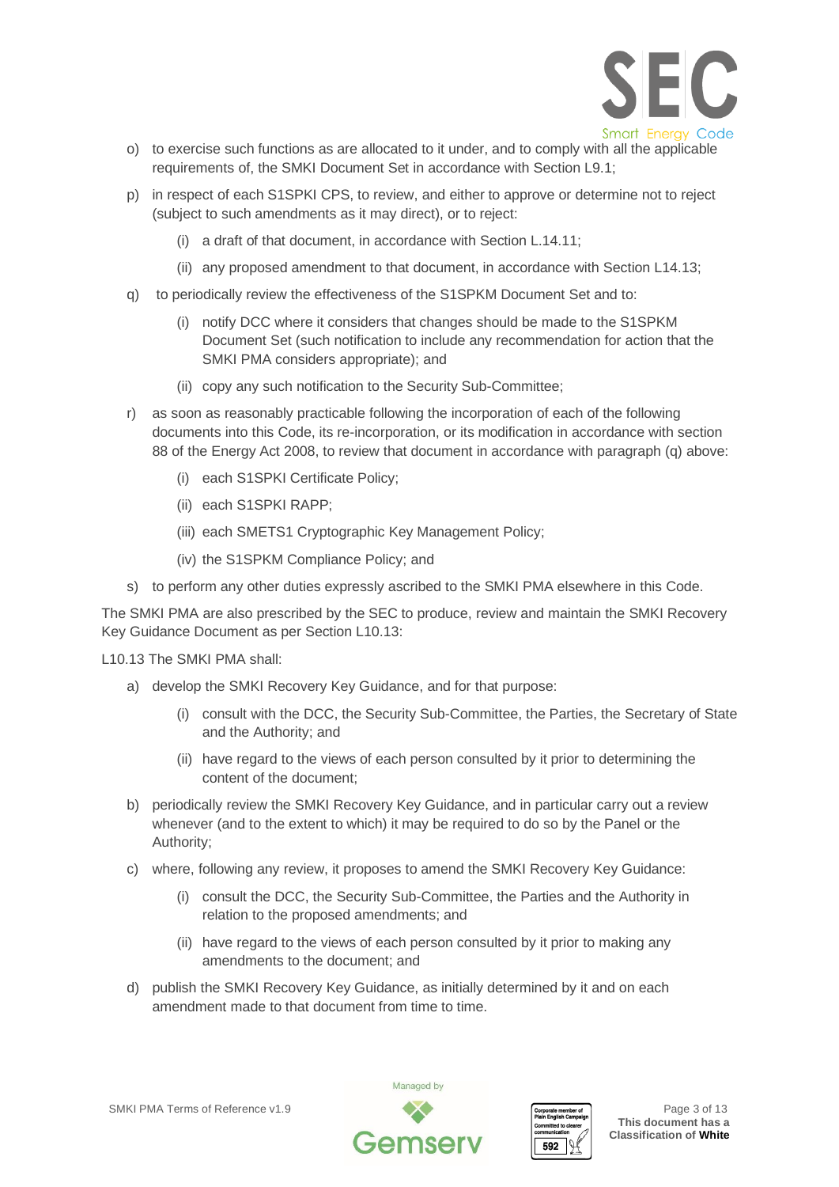o) to exercise such functions as are allocated to it under, and to comply with all the applicable requirements of, the SMKI Document Set in accordance with Section L9.1;

p) in respect of each S1SPKI CPS, to review, and either to approve or determine not to reject (subject to such amendments as it may direct), or to reject:

   (i) a draft of that document, in accordance with Section L.14.11;

   (ii) any proposed amendment to that document, in accordance with Section L14.13;

q) to periodically review the effectiveness of the S1SPKM Document Set and to:

   (i) notify DCC where it considers that changes should be made to the S1SPKM Document Set (such notification to include any recommendation for action that the SMKI PMA considers appropriate); and

   (ii) copy any such notification to the Security Sub-Committee;

r) as soon as reasonably practicable following the incorporation of each of the following documents into this Code, its re-incorporation, or its modification in accordance with section 88 of the Energy Act 2008, to review that document in accordance with paragraph (q) above:

   (i) each S1SPKI Certificate Policy;

   (ii) each S1SPKI RAPP;

   (iii) each SMETS1 Cryptographic Key Management Policy;

   (iv) the S1SPKM Compliance Policy; and

s) to perform any other duties expressly ascribed to the SMKI PMA elsewhere in this Code.

The SMKI PMA are also prescribed by the SEC to produce, review and maintain the SMKI Recovery Key Guidance Document as per Section L10.13:

L10.13 The SMKI PMA shall:

a) develop the SMKI Recovery Key Guidance, and for that purpose:

   (i) consult with the DCC, the Security Sub-Committee, the Parties, the Secretary of State and the Authority; and

   (ii) have regard to the views of each person consulted by it prior to determining the content of the document;

b) periodically review the SMKI Recovery Key Guidance, and in particular carry out a review whenever (and to the extent to which) it may be required to do so by the Panel or the Authority;

c) where, following any review, it proposes to amend the SMKI Recovery Key Guidance:

   (i) consult the DCC, the Security Sub-Committee, the Parties and the Authority in relation to the proposed amendments; and

   (ii) have regard to the views of each person consulted by it prior to making any amendments to the document; and

d) publish the SMKI Recovery Key Guidance, as initially determined by it and on each amendment made to that document from time to time.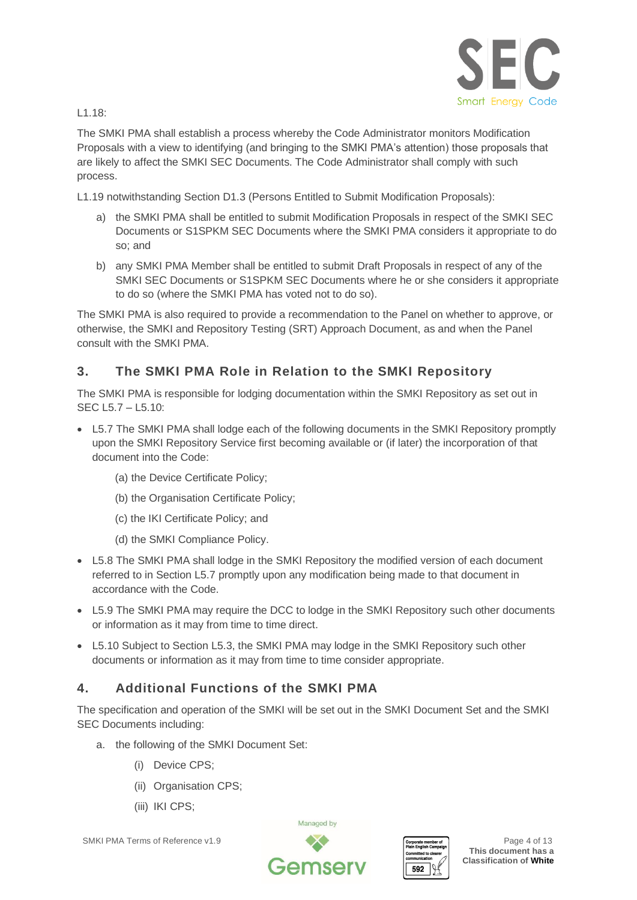L1.18:

The SMKI PMA shall establish a process whereby the Code Administrator monitors Modification Proposals with a view to identifying (and bringing to the SMKI PMA's attention) those proposals that are likely to affect the SMKI SEC Documents. The Code Administrator shall comply with such process.

L1.19 notwithstanding Section D1.3 (Persons Entitled to Submit Modification Proposals):

a) the SMKI PMA shall be entitled to submit Modification Proposals in respect of the SMKI SEC Documents or S1SPKM SEC Documents where the SMKI PMA considers it appropriate to do so; and

b) any SMKI PMA Member shall be entitled to submit Draft Proposals in respect of any of the SMKI SEC Documents or S1SPKM SEC Documents where he or she considers it appropriate to do so (where the SMKI PMA has voted not to do so).

The SMKI PMA is also required to provide a recommendation to the Panel on whether to approve, or otherwise, the SMKI and Repository Testing (SRT) Approach Document, as and when the Panel consult with the SMKI PMA.

## 3. The SMKI PMA Role in Relation to the SMKI Repository

The SMKI PMA is responsible for lodging documentation within the SMKI Repository as set out in SEC L5.7 – L5.10:

- L5.7 The SMKI PMA shall lodge each of the following documents in the SMKI Repository promptly upon the SMKI Repository Service first becoming available or (if later) the incorporation of that document into the Code:
  - (a) the Device Certificate Policy;
  - (b) the Organisation Certificate Policy;
  - (c) the IKI Certificate Policy; and
  - (d) the SMKI Compliance Policy.
- L5.8 The SMKI PMA shall lodge in the SMKI Repository the modified version of each document referred to in Section L5.7 promptly upon any modification being made to that document in accordance with the Code.
- L5.9 The SMKI PMA may require the DCC to lodge in the SMKI Repository such other documents or information as it may from time to time direct.
- L5.10 Subject to Section L5.3, the SMKI PMA may lodge in the SMKI Repository such other documents or information as it may from time to time consider appropriate.

## 4. Additional Functions of the SMKI PMA

The specification and operation of the SMKI will be set out in the SMKI Document Set and the SMKI SEC Documents including:

a. the following of the SMKI Document Set:
   - (i) Device CPS;
   - (ii) Organisation CPS;
   - (iii) IKI CPS;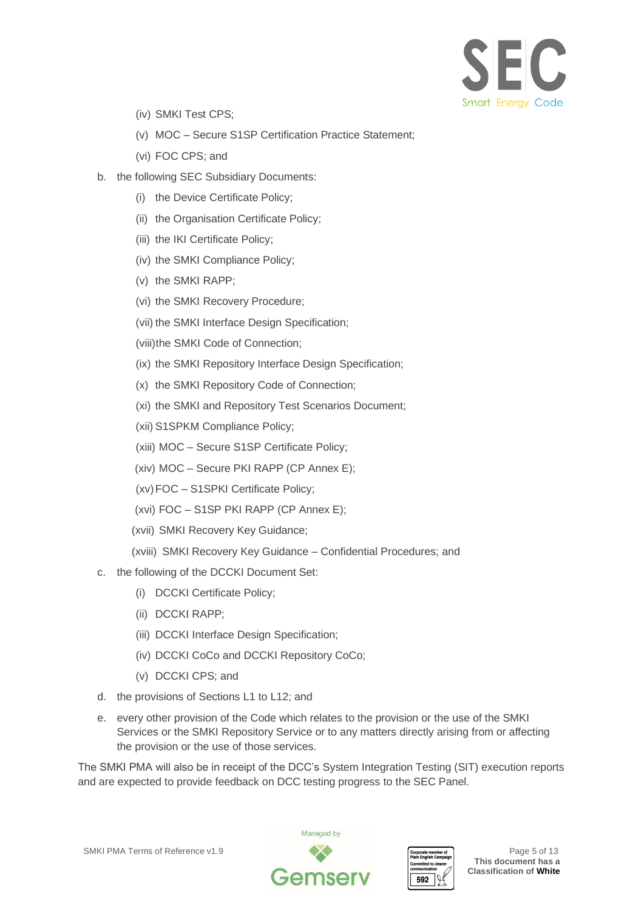(iv) SMKI Test CPS;

    (v) MOC – Secure S1SP Certification Practice Statement;

    (vi) FOC CPS; and

b. the following SEC Subsidiary Documents:

    (i) the Device Certificate Policy;

    (ii) the Organisation Certificate Policy;

    (iii) the IKI Certificate Policy;

    (iv) the SMKI Compliance Policy;

    (v) the SMKI RAPP;

    (vi) the SMKI Recovery Procedure;

    (vii) the SMKI Interface Design Specification;

    (viii) the SMKI Code of Connection;

    (ix) the SMKI Repository Interface Design Specification;

    (x) the SMKI Repository Code of Connection;

    (xi) the SMKI and Repository Test Scenarios Document;

    (xii) S1SPKM Compliance Policy;

    (xiii) MOC – Secure S1SP Certificate Policy;

    (xiv) MOC – Secure PKI RAPP (CP Annex E);

    (xv) FOC – S1SPKI Certificate Policy;

    (xvi) FOC – S1SP PKI RAPP (CP Annex E);

    (xvii) SMKI Recovery Key Guidance;

    (xviii) SMKI Recovery Key Guidance – Confidential Procedures; and

c. the following of the DCCKI Document Set:

    (i) DCCKI Certificate Policy;

    (ii) DCCKI RAPP;

    (iii) DCCKI Interface Design Specification;

    (iv) DCCKI CoCo and DCCKI Repository CoCo;

    (v) DCCKI CPS; and

d. the provisions of Sections L1 to L12; and

e. every other provision of the Code which relates to the provision or the use of the SMKI Services or the SMKI Repository Service or to any matters directly arising from or affecting the provision or the use of those services.

The SMKI PMA will also be in receipt of the DCC's System Integration Testing (SIT) execution reports and are expected to provide feedback on DCC testing progress to the SEC Panel.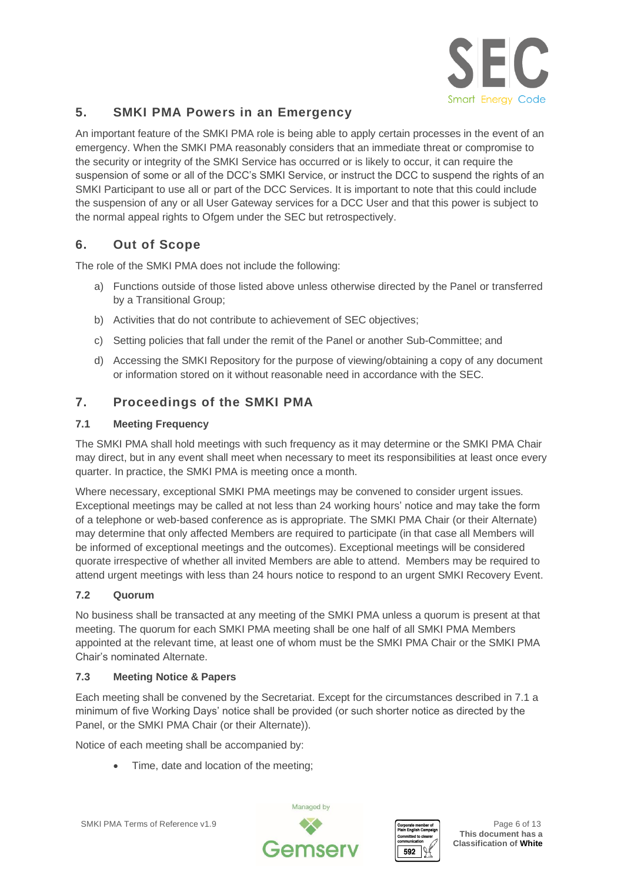## 5. SMKI PMA Powers in an Emergency

An important feature of the SMKI PMA role is being able to apply certain processes in the event of an emergency. When the SMKI PMA reasonably considers that an immediate threat or compromise to the security or integrity of the SMKI Service has occurred or is likely to occur, it can require the suspension of some or all of the DCC's SMKI Service, or instruct the DCC to suspend the rights of an SMKI Participant to use all or part of the DCC Services. It is important to note that this could include the suspension of any or all User Gateway services for a DCC User and that this power is subject to the normal appeal rights to Ofgem under the SEC but retrospectively.

## 6. Out of Scope

The role of the SMKI PMA does not include the following:

a) Functions outside of those listed above unless otherwise directed by the Panel or transferred by a Transitional Group;

b) Activities that do not contribute to achievement of SEC objectives;

c) Setting policies that fall under the remit of the Panel or another Sub-Committee; and

d) Accessing the SMKI Repository for the purpose of viewing/obtaining a copy of any document or information stored on it without reasonable need in accordance with the SEC.

## 7. Proceedings of the SMKI PMA

### 7.1 Meeting Frequency

The SMKI PMA shall hold meetings with such frequency as it may determine or the SMKI PMA Chair may direct, but in any event shall meet when necessary to meet its responsibilities at least once every quarter. In practice, the SMKI PMA is meeting once a month.

Where necessary, exceptional SMKI PMA meetings may be convened to consider urgent issues. Exceptional meetings may be called at not less than 24 working hours' notice and may take the form of a telephone or web-based conference as is appropriate. The SMKI PMA Chair (or their Alternate) may determine that only affected Members are required to participate (in that case all Members will be informed of exceptional meetings and the outcomes). Exceptional meetings will be considered quorate irrespective of whether all invited Members are able to attend. Members may be required to attend urgent meetings with less than 24 hours notice to respond to an urgent SMKI Recovery Event.

### 7.2 Quorum

No business shall be transacted at any meeting of the SMKI PMA unless a quorum is present at that meeting. The quorum for each SMKI PMA meeting shall be one half of all SMKI PMA Members appointed at the relevant time, at least one of whom must be the SMKI PMA Chair or the SMKI PMA Chair's nominated Alternate.

### 7.3 Meeting Notice & Papers

Each meeting shall be convened by the Secretariat. Except for the circumstances described in 7.1 a minimum of five Working Days' notice shall be provided (or such shorter notice as directed by the Panel, or the SMKI PMA Chair (or their Alternate)).

Notice of each meeting shall be accompanied by:

- Time, date and location of the meeting;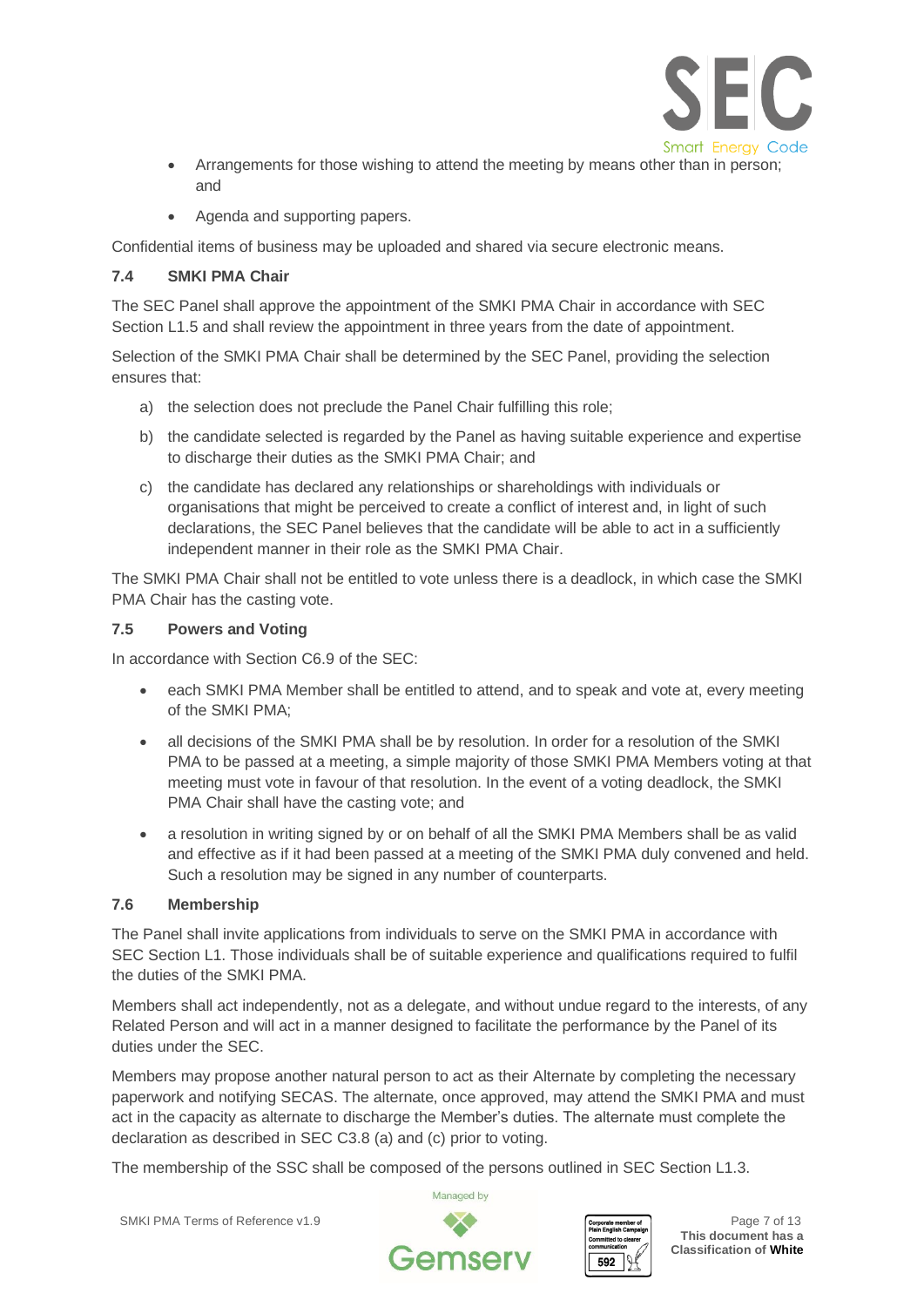- Arrangements for those wishing to attend the meeting by means other than in person; and
- Agenda and supporting papers.

Confidential items of business may be uploaded and shared via secure electronic means.

### 7.4 SMKI PMA Chair

The SEC Panel shall approve the appointment of the SMKI PMA Chair in accordance with SEC Section L1.5 and shall review the appointment in three years from the date of appointment.

Selection of the SMKI PMA Chair shall be determined by the SEC Panel, providing the selection ensures that:

a) the selection does not preclude the Panel Chair fulfilling this role;

b) the candidate selected is regarded by the Panel as having suitable experience and expertise to discharge their duties as the SMKI PMA Chair; and

c) the candidate has declared any relationships or shareholdings with individuals or organisations that might be perceived to create a conflict of interest and, in light of such declarations, the SEC Panel believes that the candidate will be able to act in a sufficiently independent manner in their role as the SMKI PMA Chair.

The SMKI PMA Chair shall not be entitled to vote unless there is a deadlock, in which case the SMKI PMA Chair has the casting vote.

### 7.5 Powers and Voting

In accordance with Section C6.9 of the SEC:

- each SMKI PMA Member shall be entitled to attend, and to speak and vote at, every meeting of the SMKI PMA;
- all decisions of the SMKI PMA shall be by resolution. In order for a resolution of the SMKI PMA to be passed at a meeting, a simple majority of those SMKI PMA Members voting at that meeting must vote in favour of that resolution. In the event of a voting deadlock, the SMKI PMA Chair shall have the casting vote; and
- a resolution in writing signed by or on behalf of all the SMKI PMA Members shall be as valid and effective as if it had been passed at a meeting of the SMKI PMA duly convened and held. Such a resolution may be signed in any number of counterparts.

### 7.6 Membership

The Panel shall invite applications from individuals to serve on the SMKI PMA in accordance with SEC Section L1. Those individuals shall be of suitable experience and qualifications required to fulfil the duties of the SMKI PMA.

Members shall act independently, not as a delegate, and without undue regard to the interests, of any Related Person and will act in a manner designed to facilitate the performance by the Panel of its duties under the SEC.

Members may propose another natural person to act as their Alternate by completing the necessary paperwork and notifying SECAS. The alternate, once approved, may attend the SMKI PMA and must act in the capacity as alternate to discharge the Member's duties. The alternate must complete the declaration as described in SEC C3.8 (a) and (c) prior to voting.

The membership of the SSC shall be composed of the persons outlined in SEC Section L1.3.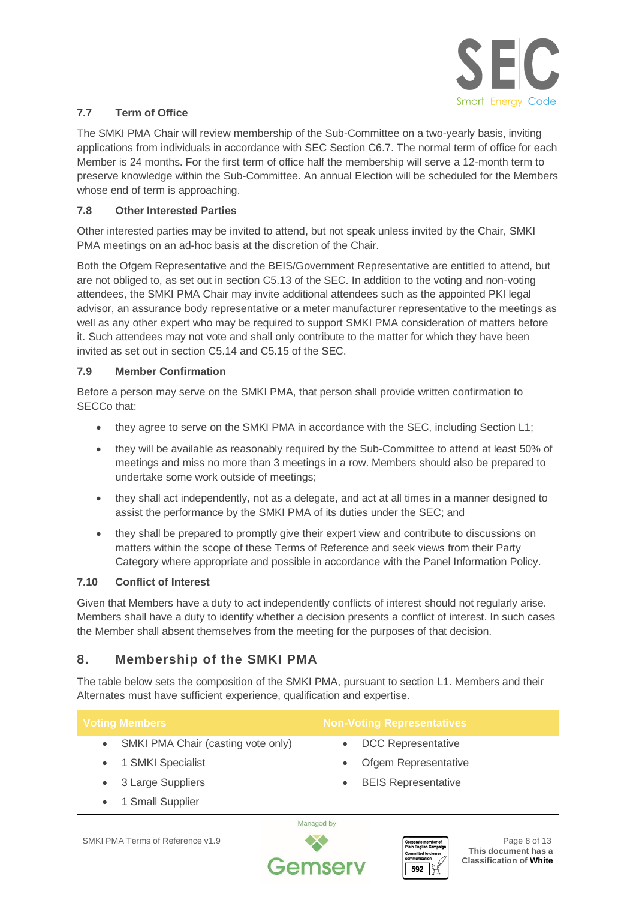### 7.7 Term of Office

The SMKI PMA Chair will review membership of the Sub-Committee on a two-yearly basis, inviting applications from individuals in accordance with SEC Section C6.7. The normal term of office for each Member is 24 months. For the first term of office half the membership will serve a 12-month term to preserve knowledge within the Sub-Committee. An annual Election will be scheduled for the Members whose end of term is approaching.

### 7.8 Other Interested Parties

Other interested parties may be invited to attend, but not speak unless invited by the Chair, SMKI PMA meetings on an ad-hoc basis at the discretion of the Chair.

Both the Ofgem Representative and the BEIS/Government Representative are entitled to attend, but are not obliged to, as set out in section C5.13 of the SEC. In addition to the voting and non-voting attendees, the SMKI PMA Chair may invite additional attendees such as the appointed PKI legal advisor, an assurance body representative or a meter manufacturer representative to the meetings as well as any other expert who may be required to support SMKI PMA consideration of matters before it. Such attendees may not vote and shall only contribute to the matter for which they have been invited as set out in section C5.14 and C5.15 of the SEC.

### 7.9 Member Confirmation

Before a person may serve on the SMKI PMA, that person shall provide written confirmation to SECCo that:

- they agree to serve on the SMKI PMA in accordance with the SEC, including Section L1;
- they will be available as reasonably required by the Sub-Committee to attend at least 50% of meetings and miss no more than 3 meetings in a row. Members should also be prepared to undertake some work outside of meetings;
- they shall act independently, not as a delegate, and act at all times in a manner designed to assist the performance by the SMKI PMA of its duties under the SEC; and
- they shall be prepared to promptly give their expert view and contribute to discussions on matters within the scope of these Terms of Reference and seek views from their Party Category where appropriate and possible in accordance with the Panel Information Policy.

### 7.10 Conflict of Interest

Given that Members have a duty to act independently conflicts of interest should not regularly arise. Members shall have a duty to identify whether a decision presents a conflict of interest. In such cases the Member shall absent themselves from the meeting for the purposes of that decision.

## 8. Membership of the SMKI PMA

The table below sets the composition of the SMKI PMA, pursuant to section L1. Members and their Alternates must have sufficient experience, qualification and expertise.

| Voting Members | Non-Voting Representatives |
|---|---|
| • SMKI PMA Chair (casting vote only) | • DCC Representative |
| • 1 SMKI Specialist | • Ofgem Representative |
| • 3 Large Suppliers | • BEIS Representative |
| • 1 Small Supplier | |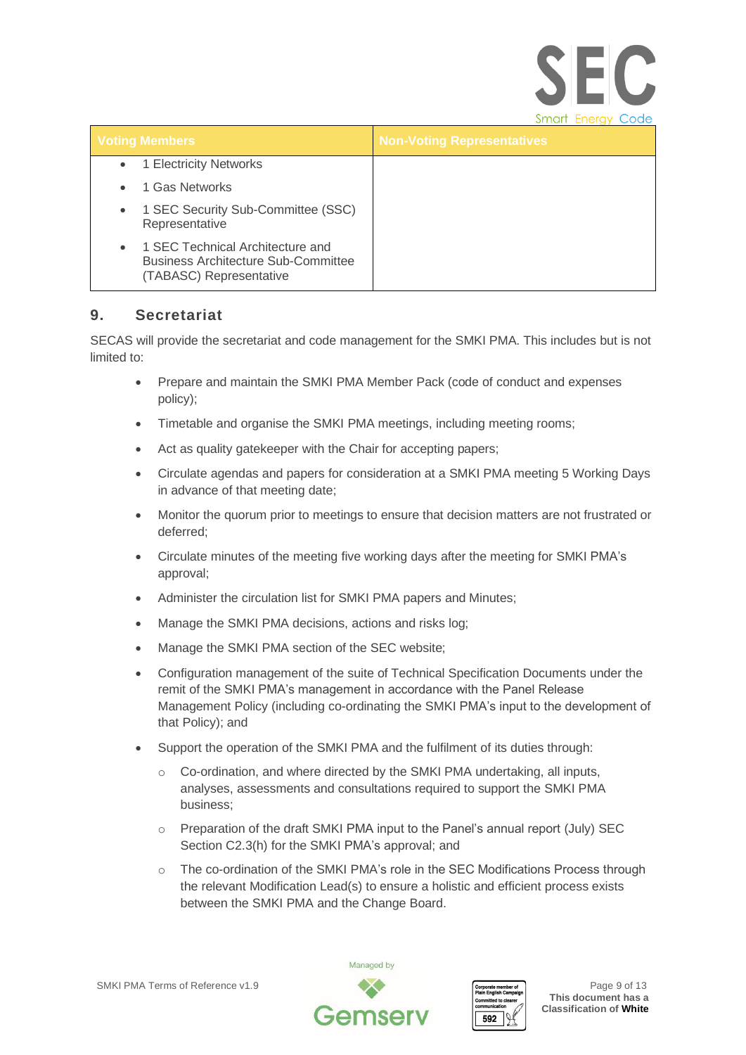| Voting Members | Non-Voting Representatives |
| --- | --- |
| • 1 Electricity Networks<br>• 1 Gas Networks<br>• 1 SEC Security Sub-Committee (SSC) Representative<br>• 1 SEC Technical Architecture and Business Architecture Sub-Committee (TABASC) Representative | |

## 9. Secretariat

SECAS will provide the secretariat and code management for the SMKI PMA. This includes but is not limited to:

- Prepare and maintain the SMKI PMA Member Pack (code of conduct and expenses policy);
- Timetable and organise the SMKI PMA meetings, including meeting rooms;
- Act as quality gatekeeper with the Chair for accepting papers;
- Circulate agendas and papers for consideration at a SMKI PMA meeting 5 Working Days in advance of that meeting date;
- Monitor the quorum prior to meetings to ensure that decision matters are not frustrated or deferred;
- Circulate minutes of the meeting five working days after the meeting for SMKI PMA's approval;
- Administer the circulation list for SMKI PMA papers and Minutes;
- Manage the SMKI PMA decisions, actions and risks log;
- Manage the SMKI PMA section of the SEC website;
- Configuration management of the suite of Technical Specification Documents under the remit of the SMKI PMA's management in accordance with the Panel Release Management Policy (including co-ordinating the SMKI PMA's input to the development of that Policy); and
- Support the operation of the SMKI PMA and the fulfilment of its duties through:
  - Co-ordination, and where directed by the SMKI PMA undertaking, all inputs, analyses, assessments and consultations required to support the SMKI PMA business;
  - Preparation of the draft SMKI PMA input to the Panel's annual report (July) SEC Section C2.3(h) for the SMKI PMA's approval; and
  - The co-ordination of the SMKI PMA's role in the SEC Modifications Process through the relevant Modification Lead(s) to ensure a holistic and efficient process exists between the SMKI PMA and the Change Board.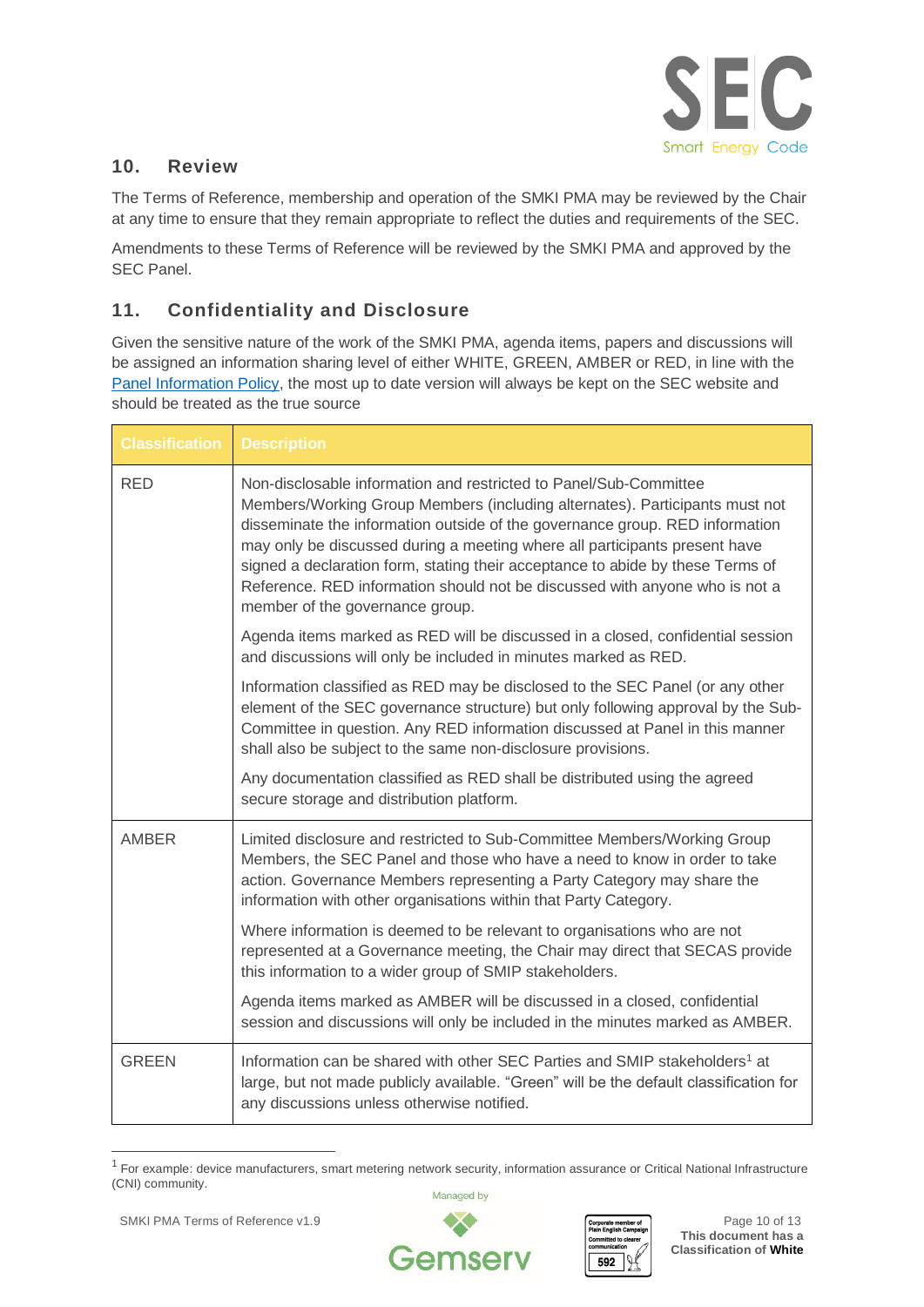## 10. Review

The Terms of Reference, membership and operation of the SMKI PMA may be reviewed by the Chair at any time to ensure that they remain appropriate to reflect the duties and requirements of the SEC.

Amendments to these Terms of Reference will be reviewed by the SMKI PMA and approved by the SEC Panel.

## 11. Confidentiality and Disclosure

Given the sensitive nature of the work of the SMKI PMA, agenda items, papers and discussions will be assigned an information sharing level of either WHITE, GREEN, AMBER or RED, in line with the Panel Information Policy, the most up to date version will always be kept on the SEC website and should be treated as the true source

| Classification | Description |
|---|---|
| RED | Non-disclosable information and restricted to Panel/Sub-Committee Members/Working Group Members (including alternates). Participants must not disseminate the information outside of the governance group. RED information may only be discussed during a meeting where all participants present have signed a declaration form, stating their acceptance to abide by these Terms of Reference. RED information should not be discussed with anyone who is not a member of the governance group.<br><br>Agenda items marked as RED will be discussed in a closed, confidential session and discussions will only be included in minutes marked as RED.<br><br>Information classified as RED may be disclosed to the SEC Panel (or any other element of the SEC governance structure) but only following approval by the Sub-Committee in question. Any RED information discussed at Panel in this manner shall also be subject to the same non-disclosure provisions.<br><br>Any documentation classified as RED shall be distributed using the agreed secure storage and distribution platform. |
| AMBER | Limited disclosure and restricted to Sub-Committee Members/Working Group Members, the SEC Panel and those who have a need to know in order to take action. Governance Members representing a Party Category may share the information with other organisations within that Party Category.<br><br>Where information is deemed to be relevant to organisations who are not represented at a Governance meeting, the Chair may direct that SECAS provide this information to a wider group of SMIP stakeholders.<br><br>Agenda items marked as AMBER will be discussed in a closed, confidential session and discussions will only be included in the minutes marked as AMBER. |
| GREEN | Information can be shared with other SEC Parties and SMIP stakeholders[1] at large, but not made publicly available. "Green" will be the default classification for any discussions unless otherwise notified. |

[1] For example: device manufacturers, smart metering network security, information assurance or Critical National Infrastructure (CNI) community.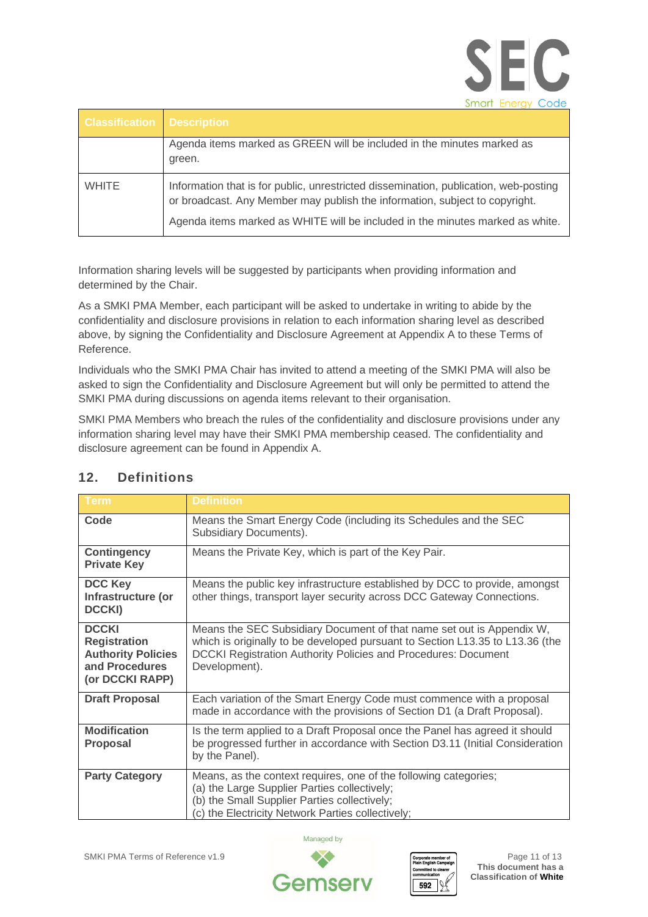| Classification | Description |
|---|---|
| | Agenda items marked as GREEN will be included in the minutes marked as green. |
| WHITE | Information that is for public, unrestricted dissemination, publication, web-posting or broadcast. Any Member may publish the information, subject to copyright.<br><br>Agenda items marked as WHITE will be included in the minutes marked as white. |

Information sharing levels will be suggested by participants when providing information and determined by the Chair.

As a SMKI PMA Member, each participant will be asked to undertake in writing to abide by the confidentiality and disclosure provisions in relation to each information sharing level as described above, by signing the Confidentiality and Disclosure Agreement at Appendix A to these Terms of Reference.

Individuals who the SMKI PMA Chair has invited to attend a meeting of the SMKI PMA will also be asked to sign the Confidentiality and Disclosure Agreement but will only be permitted to attend the SMKI PMA during discussions on agenda items relevant to their organisation.

SMKI PMA Members who breach the rules of the confidentiality and disclosure provisions under any information sharing level may have their SMKI PMA membership ceased. The confidentiality and disclosure agreement can be found in Appendix A.

## 12. Definitions

| Term | Definition |
|---|---|
| **Code** | Means the Smart Energy Code (including its Schedules and the SEC Subsidiary Documents). |
| **Contingency Private Key** | Means the Private Key, which is part of the Key Pair. |
| **DCC Key Infrastructure (or DCCKI)** | Means the public key infrastructure established by DCC to provide, amongst other things, transport layer security across DCC Gateway Connections. |
| **DCCKI Registration Authority Policies and Procedures (or DCCKI RAPP)** | Means the SEC Subsidiary Document of that name set out is Appendix W, which is originally to be developed pursuant to Section L13.35 to L13.36 (the DCCKI Registration Authority Policies and Procedures: Document Development). |
| **Draft Proposal** | Each variation of the Smart Energy Code must commence with a proposal made in accordance with the provisions of Section D1 (a Draft Proposal). |
| **Modification Proposal** | Is the term applied to a Draft Proposal once the Panel has agreed it should be progressed further in accordance with Section D3.11 (Initial Consideration by the Panel). |
| **Party Category** | Means, as the context requires, one of the following categories;<br>(a) the Large Supplier Parties collectively;<br>(b) the Small Supplier Parties collectively;<br>(c) the Electricity Network Parties collectively; |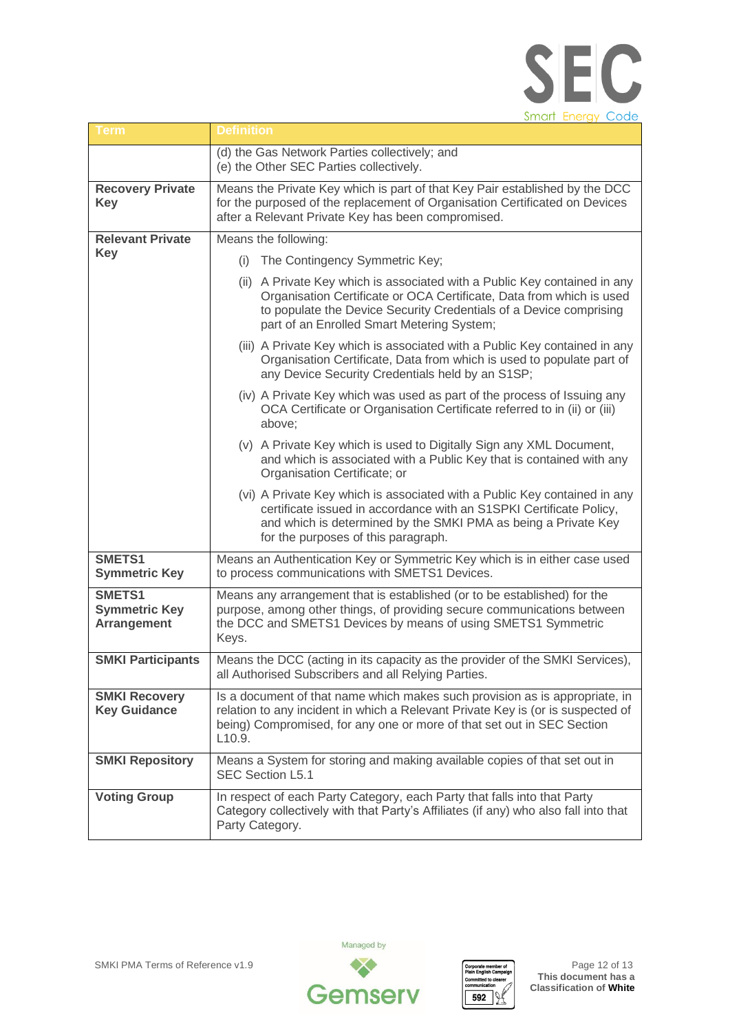| Term | Definition |
|---|---|
| | (d) the Gas Network Parties collectively; and<br>(e) the Other SEC Parties collectively. |
| **Recovery Private Key** | Means the Private Key which is part of that Key Pair established by the DCC for the purposed of the replacement of Organisation Certificated on Devices after a Relevant Private Key has been compromised. |
| **Relevant Private Key** | Means the following:<br>(i) The Contingency Symmetric Key;<br>(ii) A Private Key which is associated with a Public Key contained in any Organisation Certificate or OCA Certificate, Data from which is used to populate the Device Security Credentials of a Device comprising part of an Enrolled Smart Metering System;<br>(iii) A Private Key which is associated with a Public Key contained in any Organisation Certificate, Data from which is used to populate part of any Device Security Credentials held by an S1SP;<br>(iv) A Private Key which was used as part of the process of Issuing any OCA Certificate or Organisation Certificate referred to in (ii) or (iii) above;<br>(v) A Private Key which is used to Digitally Sign any XML Document, and which is associated with a Public Key that is contained with any Organisation Certificate; or<br>(vi) A Private Key which is associated with a Public Key contained in any certificate issued in accordance with an S1SPKI Certificate Policy, and which is determined by the SMKI PMA as being a Private Key for the purposes of this paragraph. |
| **SMETS1 Symmetric Key** | Means an Authentication Key or Symmetric Key which is in either case used to process communications with SMETS1 Devices. |
| **SMETS1 Symmetric Key Arrangement** | Means any arrangement that is established (or to be established) for the purpose, among other things, of providing secure communications between the DCC and SMETS1 Devices by means of using SMETS1 Symmetric Keys. |
| **SMKI Participants** | Means the DCC (acting in its capacity as the provider of the SMKI Services), all Authorised Subscribers and all Relying Parties. |
| **SMKI Recovery Key Guidance** | Is a document of that name which makes such provision as is appropriate, in relation to any incident in which a Relevant Private Key is (or is suspected of being) Compromised, for any one or more of that set out in SEC Section L10.9. |
| **SMKI Repository** | Means a System for storing and making available copies of that set out in SEC Section L5.1 |
| **Voting Group** | In respect of each Party Category, each Party that falls into that Party Category collectively with that Party's Affiliates (if any) who also fall into that Party Category. |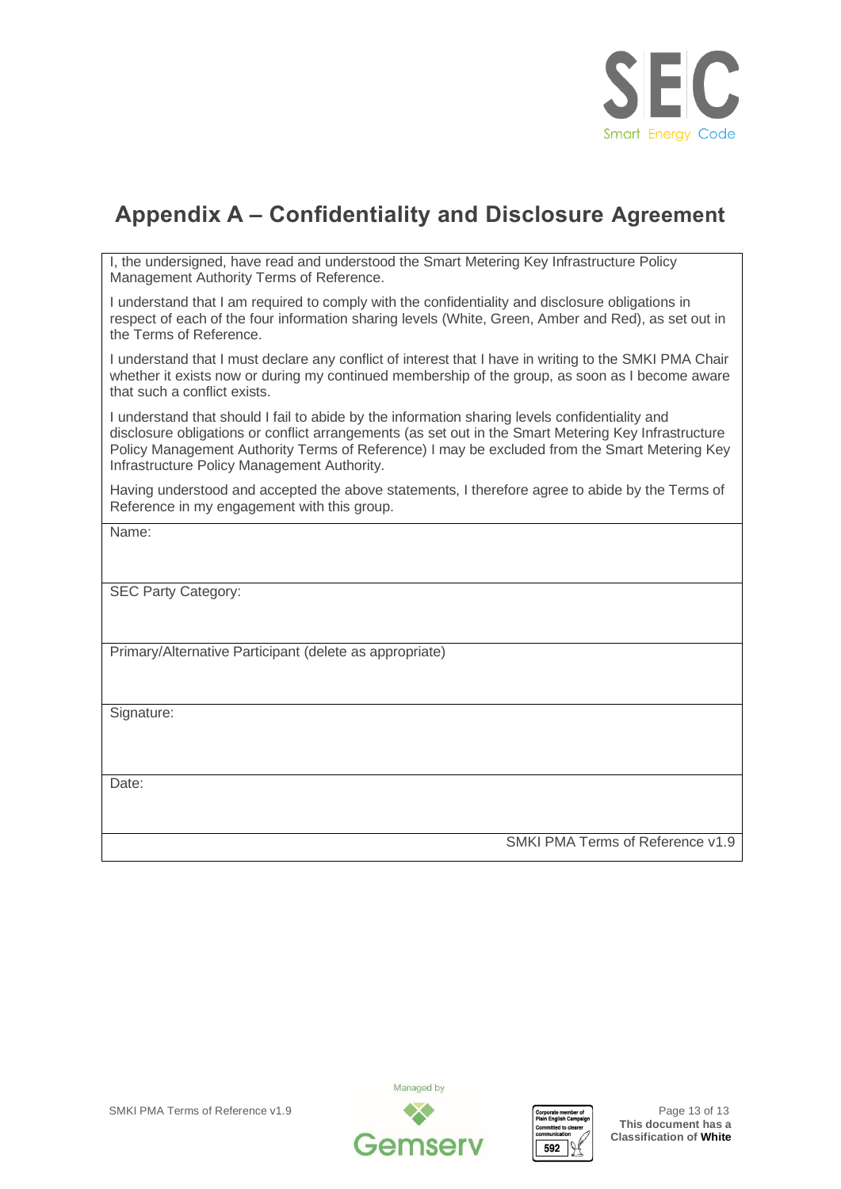# Appendix A – Confidentiality and Disclosure Agreement

| |
|---|
| I, the undersigned, have read and understood the Smart Metering Key Infrastructure Policy Management Authority Terms of Reference.<br><br>I understand that I am required to comply with the confidentiality and disclosure obligations in respect of each of the four information sharing levels (White, Green, Amber and Red), as set out in the Terms of Reference.<br><br>I understand that I must declare any conflict of interest that I have in writing to the SMKI PMA Chair whether it exists now or during my continued membership of the group, as soon as I become aware that such a conflict exists.<br><br>I understand that should I fail to abide by the information sharing levels confidentiality and disclosure obligations or conflict arrangements (as set out in the Smart Metering Key Infrastructure Policy Management Authority Terms of Reference) I may be excluded from the Smart Metering Key Infrastructure Policy Management Authority.<br><br>Having understood and accepted the above statements, I therefore agree to abide by the Terms of Reference in my engagement with this group. |
| Name: |
| SEC Party Category: |
| Primary/Alternative Participant (delete as appropriate) |
| Signature: |
| Date: |
| SMKI PMA Terms of Reference v1.9 |

This document has a Classification of **White**